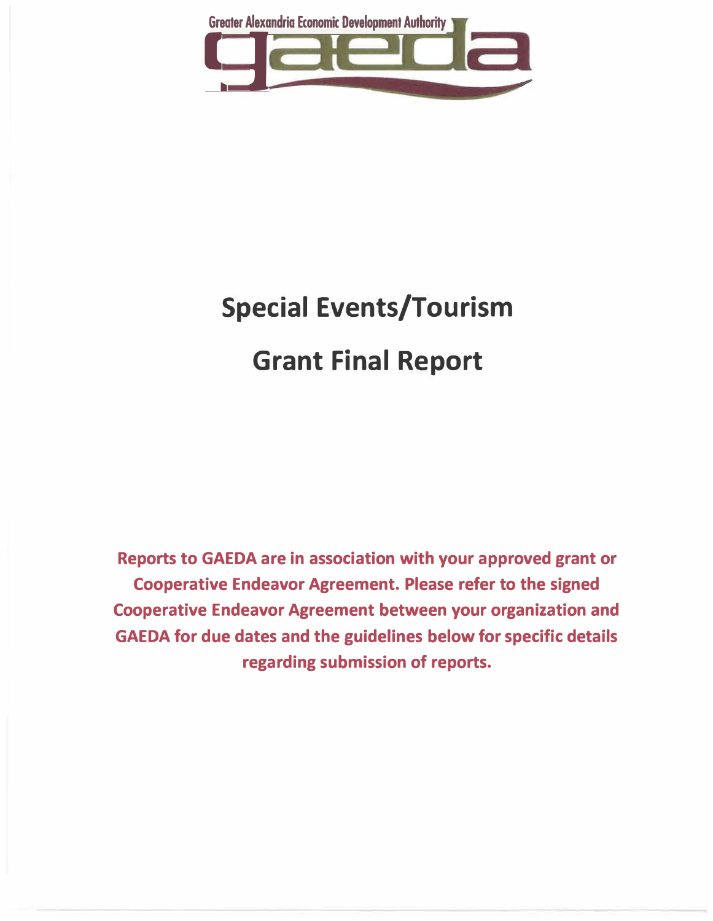Greater Alexandria Economic Development Authority

gaeda

# Special Events/Tourism

# Grant Final Report

**Reports to GAEDA are in association with your approved grant or Cooperative Endeavor Agreement. Please refer to the signed Cooperative Endeavor Agreement between your organization and GAEDA for due dates and the guidelines below for specific details regarding submission of reports.**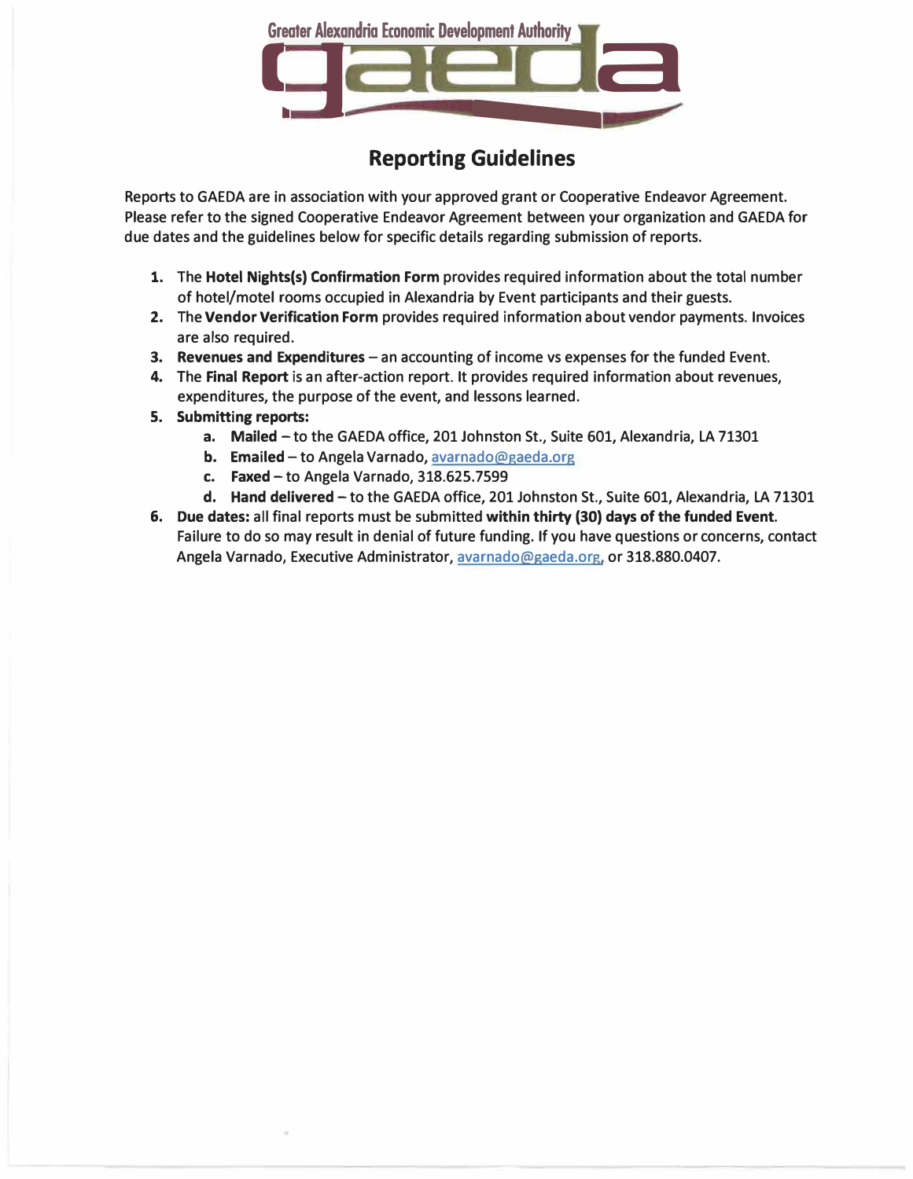Greater Alexandria Economic Development Authority

gaeda

# Reporting Guidelines

Reports to GAEDA are in association with your approved grant or Cooperative Endeavor Agreement. Please refer to the signed Cooperative Endeavor Agreement between your organization and GAEDA for due dates and the guidelines below for specific details regarding submission of reports.

1. The **Hotel Nights(s) Confirmation Form** provides required information about the total number of hotel/motel rooms occupied in Alexandria by Event participants and their guests.
2. The **Vendor Verification Form** provides required information about vendor payments. Invoices are also required.
3. **Revenues and Expenditures** – an accounting of income vs expenses for the funded Event.
4. The **Final Report** is an after-action report. It provides required information about revenues, expenditures, the purpose of the event, and lessons learned.
5. **Submitting reports:**
   a. **Mailed** – to the GAEDA office, 201 Johnston St., Suite 601, Alexandria, LA 71301
   b. **Emailed** – to Angela Varnado, avarnado@gaeda.org
   c. **Faxed** – to Angela Varnado, 318.625.7599
   d. **Hand delivered** – to the GAEDA office, 201 Johnston St., Suite 601, Alexandria, LA 71301
6. **Due dates:** all final reports must be submitted **within thirty (30) days of the funded Event**. Failure to do so may result in denial of future funding. If you have questions or concerns, contact Angela Varnado, Executive Administrator, avarnado@gaeda.org, or 318.880.0407.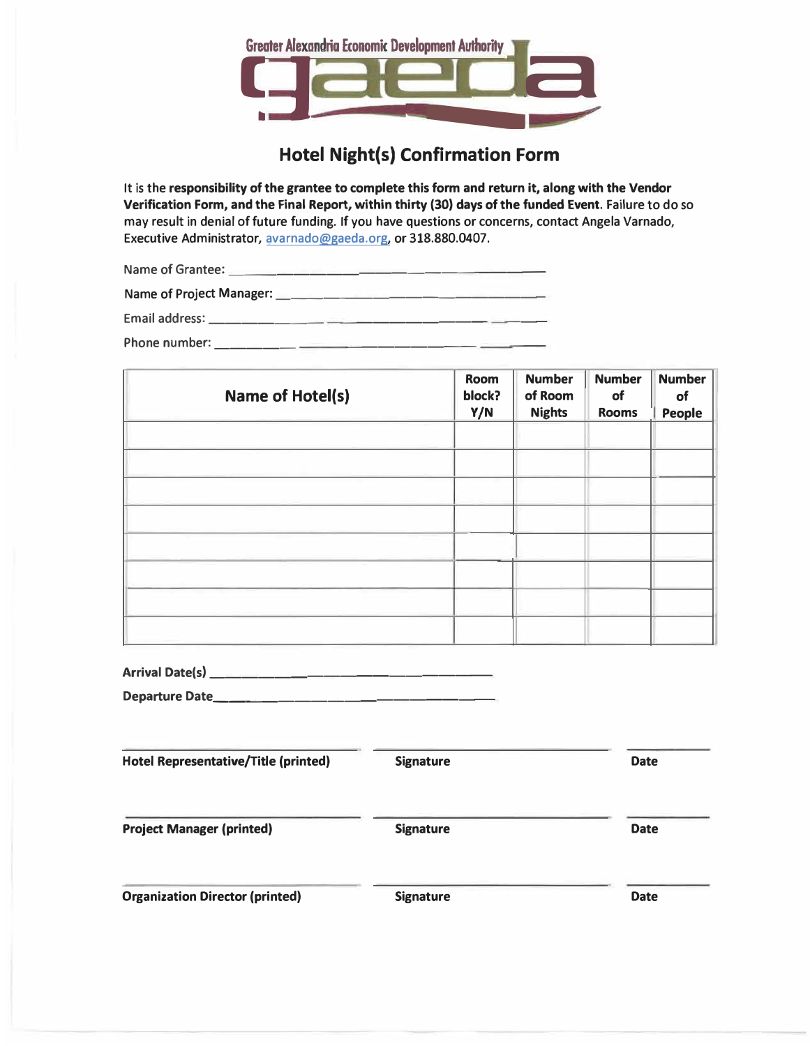Greater Alexandria Economic Development Authority

gaeda

# Hotel Night(s) Confirmation Form

It is the **responsibility of the grantee to complete this form and return it, along with the Vendor Verification Form, and the Final Report, within thirty (30) days of the funded Event**. Failure to do so may result in denial of future funding. If you have questions or concerns, contact Angela Varnado, Executive Administrator, avarnado@gaeda.org, or 318.880.0407.

Name of Grantee: ______________________________

Name of Project Manager: ______________________________

Email address: ______________________________

Phone number: ______________________________

| Name of Hotel(s) | Room block? Y/N | Number of Room Nights | Number of Rooms | Number of People |
|---|---|---|---|---|
| | | | | |
| | | | | |
| | | | | |
| | | | | |
| | | | | |
| | | | | |
| | | | | |
| | | | | |

**Arrival Date(s)** ______________________________

**Departure Date**______________________________

| | | |
|---|---|---|
| **Hotel Representative/Title (printed)** | **Signature** | **Date** |
| **Project Manager (printed)** | **Signature** | **Date** |
| **Organization Director (printed)** | **Signature** | **Date** |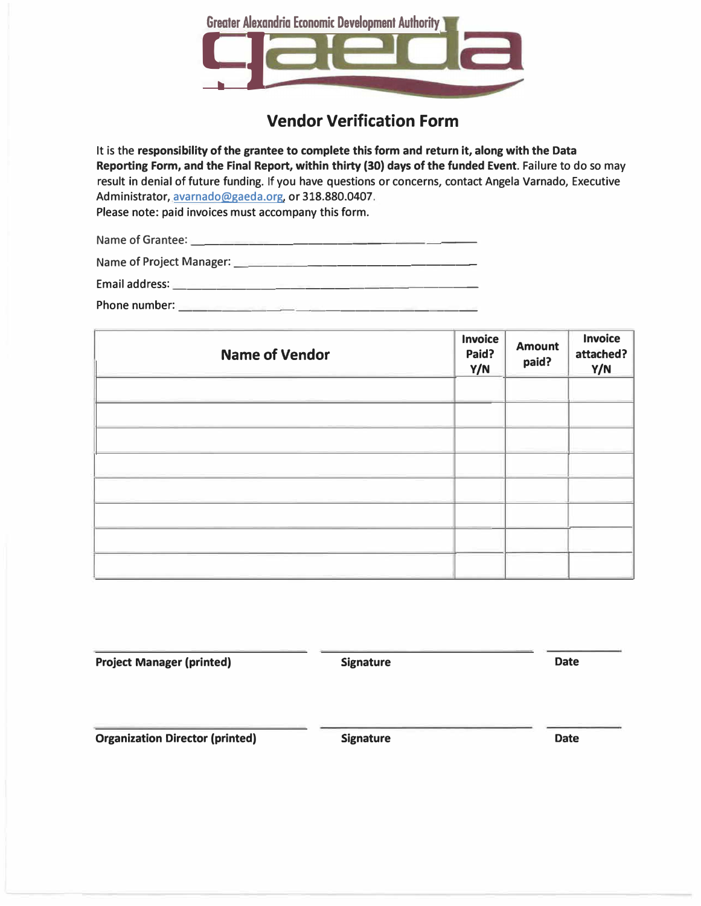Greater Alexandria Economic Development Authority

gaeda

# Vendor Verification Form

It is the **responsibility of the grantee to complete this form and return it, along with the Data Reporting Form, and the Final Report, within thirty (30) days of the funded Event**. Failure to do so may result in denial of future funding. If you have questions or concerns, contact Angela Varnado, Executive Administrator, avarnado@gaeda.org, or 318.880.0407.
Please note: paid invoices must accompany this form.

Name of Grantee: ______________________________

Name of Project Manager: ______________________________

Email address: ______________________________

Phone number: ______________________________

| Name of Vendor | Invoice Paid? Y/N | Amount paid? | Invoice attached? Y/N |
|---|---|---|---|
| | | | |
| | | | |
| | | | |
| | | | |
| | | | |
| | | | |
| | | | |
| | | | |

| ______________________ | ______________________ | __________ |
|---|---|---|
| **Project Manager (printed)** | **Signature** | **Date** |

| ______________________ | ______________________ | __________ |
|---|---|---|
| **Organization Director (printed)** | **Signature** | **Date** |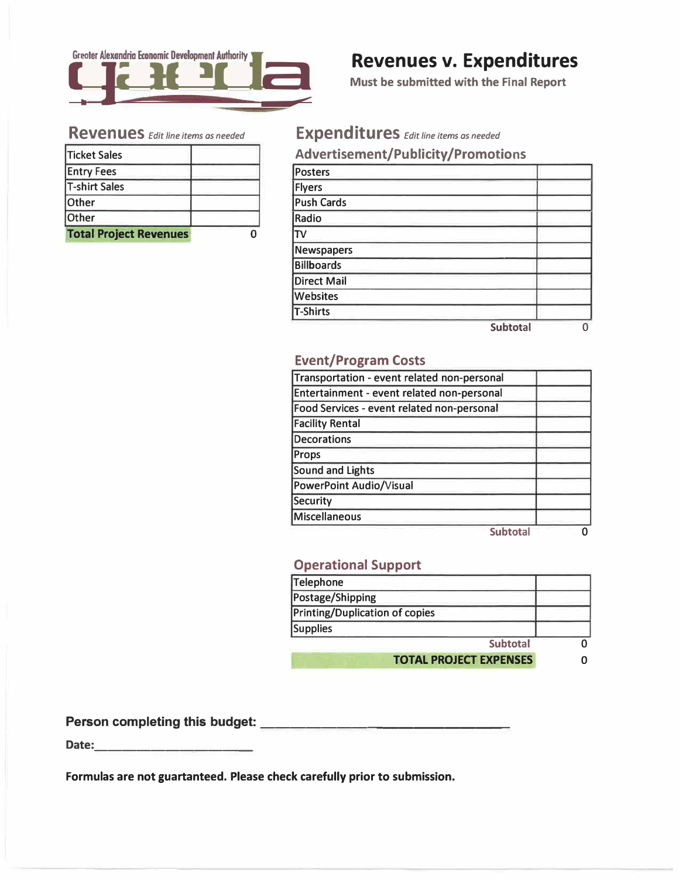Greater Alexandria Economic Development Authority

# Revenues v. Expenditures

**Must be submitted with the Final Report**

## Revenues *Edit line items as needed*

| | |
|---|---|
| Ticket Sales | |
| Entry Fees | |
| T-shirt Sales | |
| Other | |
| Other | |
| **Total Project Revenues** | 0 |

## Expenditures *Edit line items as needed*

### Advertisement/Publicity/Promotions

| | |
|---|---|
| Posters | |
| Flyers | |
| Push Cards | |
| Radio | |
| TV | |
| Newspapers | |
| Billboards | |
| Direct Mail | |
| Websites | |
| T-Shirts | |
| **Subtotal** | 0 |

### Event/Program Costs

| | |
|---|---|
| Transportation - event related non-personal | |
| Entertainment - event related non-personal | |
| Food Services - event related non-personal | |
| Facility Rental | |
| Decorations | |
| Props | |
| Sound and Lights | |
| PowerPoint Audio/Visual | |
| Security | |
| Miscellaneous | |
| **Subtotal** | 0 |

### Operational Support

| | |
|---|---|
| Telephone | |
| Postage/Shipping | |
| Printing/Duplication of copies | |
| Supplies | |
| **Subtotal** | 0 |
| **TOTAL PROJECT EXPENSES** | 0 |

**Person completing this budget:** ______________________________

**Date:**______________________

**Formulas are not guartanteed. Please check carefully prior to submission.**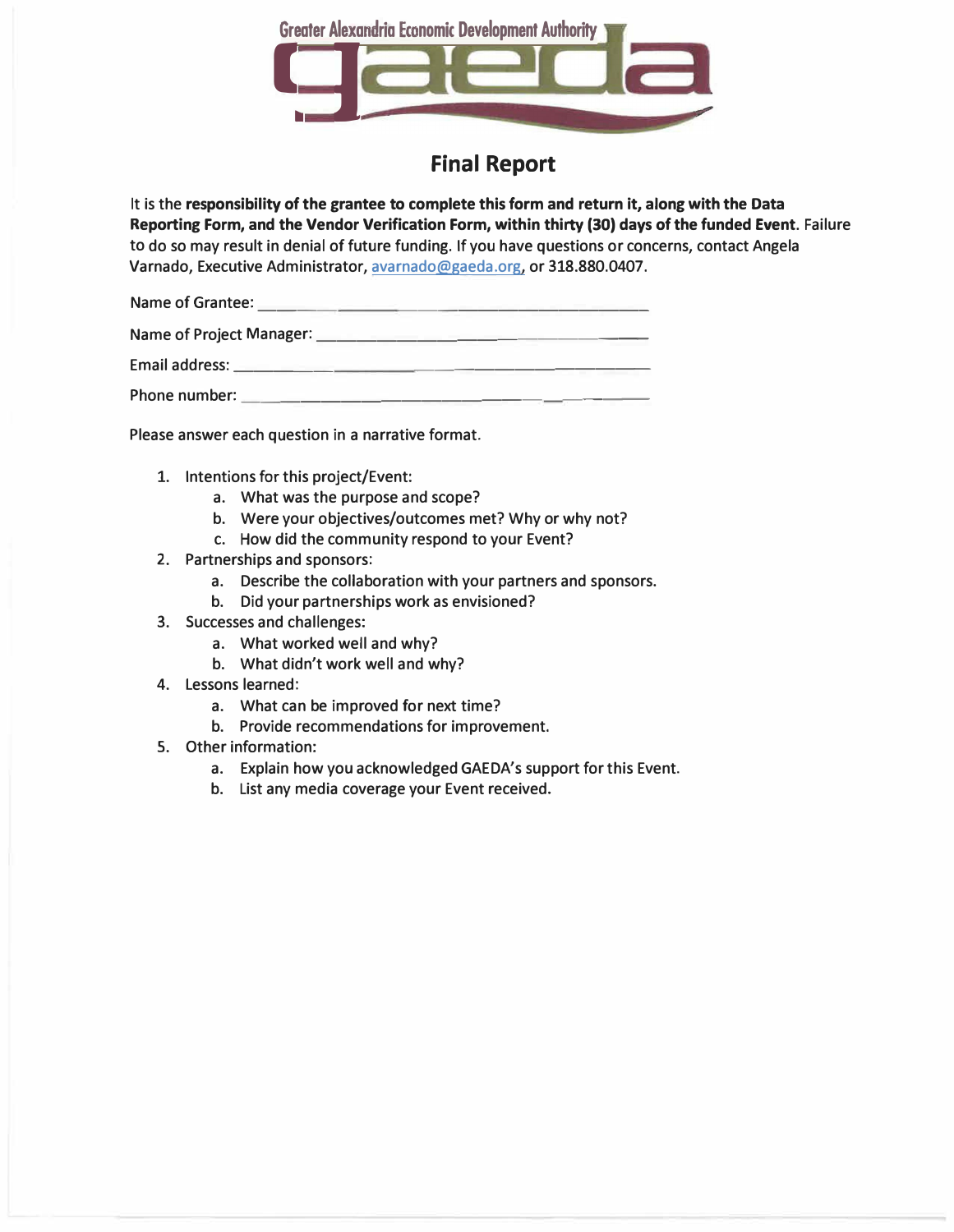Greater Alexandria Economic Development Authority

# Final Report

It is the **responsibility of the grantee to complete this form and return it, along with the Data Reporting Form, and the Vendor Verification Form, within thirty (30) days of the funded Event**. Failure to do so may result in denial of future funding. If you have questions or concerns, contact Angela Varnado, Executive Administrator, avarnado@gaeda.org, or 318.880.0407.

Name of Grantee: ______________________________________________

Name of Project Manager: ______________________________________

Email address: ________________________________________________

Phone number: ________________________________________________

Please answer each question in a narrative format.

1. Intentions for this project/Event:
   a. What was the purpose and scope?
   b. Were your objectives/outcomes met? Why or why not?
   c. How did the community respond to your Event?
2. Partnerships and sponsors:
   a. Describe the collaboration with your partners and sponsors.
   b. Did your partnerships work as envisioned?
3. Successes and challenges:
   a. What worked well and why?
   b. What didn't work well and why?
4. Lessons learned:
   a. What can be improved for next time?
   b. Provide recommendations for improvement.
5. Other information:
   a. Explain how you acknowledged GAEDA's support for this Event.
   b. List any media coverage your Event received.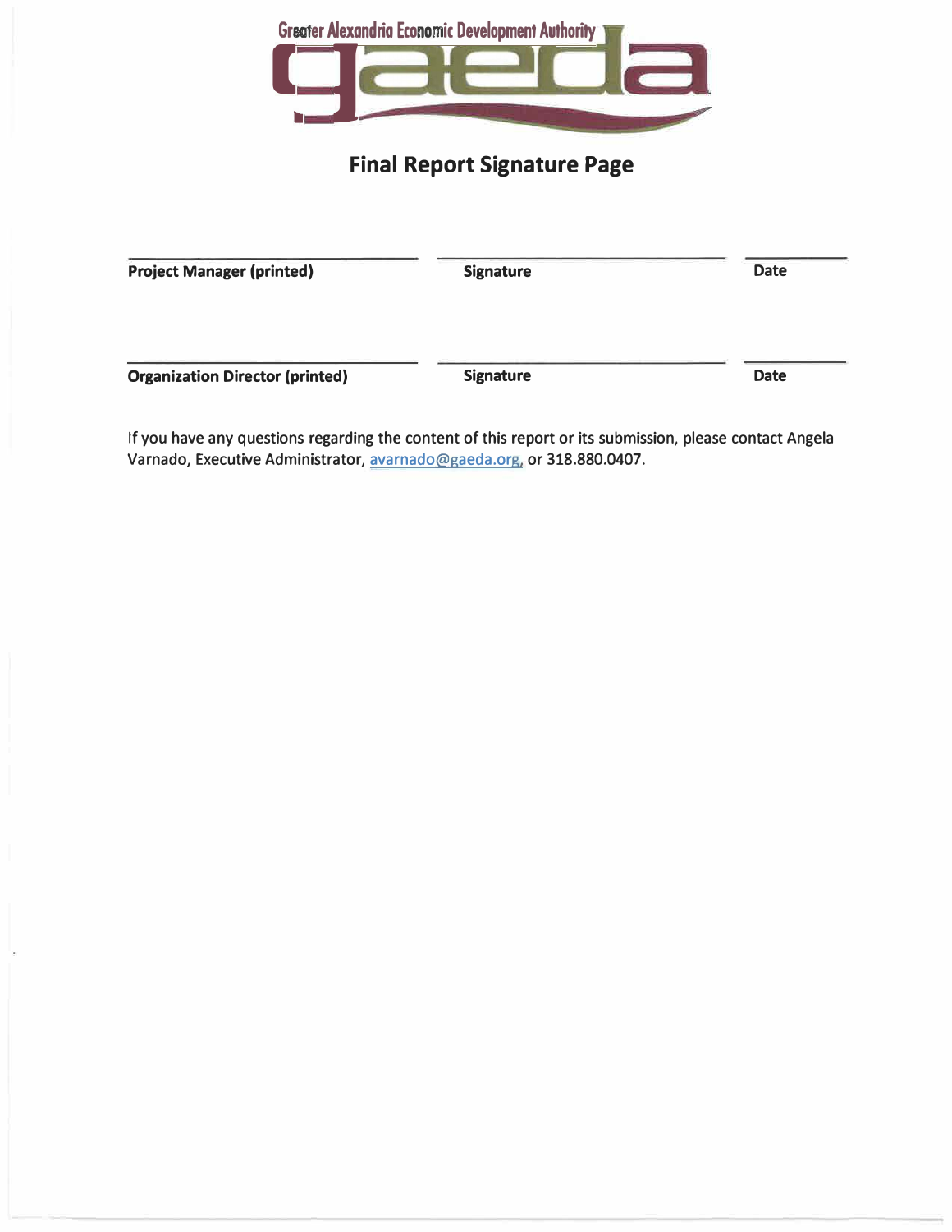Greater Alexandria Economic Development Authority

gaeda

# Final Report Signature Page

| | | |
|---|---|---|
| **Project Manager (printed)** | **Signature** | **Date** |
| | | |
| **Organization Director (printed)** | **Signature** | **Date** |

If you have any questions regarding the content of this report or its submission, please contact Angela Varnado, Executive Administrator, avarnado@gaeda.org, or 318.880.0407.